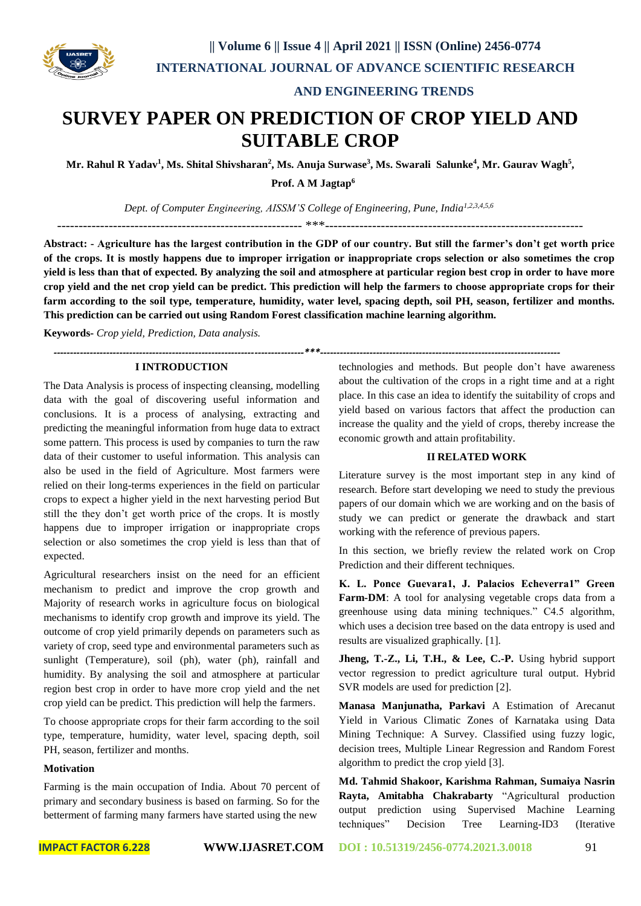# SURVEY PAPER ON PREDICTION OF CROP YIELD AND SUITABLE CROP

**Mr. Rahul R Yadav[1], Ms. Shital Shivsharan[2], Ms. Anuja Surwase[3], Ms. Swarali Salunke[4], Mr. Gaurav Wagh[5], Prof. A M Jagtap[6]**

*Dept. of Computer Engineering, AISSM'S College of Engineering, Pune, India[1,2,3,4,5,6]*

---

**Abstract: - Agriculture has the largest contribution in the GDP of our country. But still the farmer's don't get worth price of the crops. It is mostly happens due to improper irrigation or inappropriate crops selection or also sometimes the crop yield is less than that of expected. By analyzing the soil and atmosphere at particular region best crop in order to have more crop yield and the net crop yield can be predict. This prediction will help the farmers to choose appropriate crops for their farm according to the soil type, temperature, humidity, water level, spacing depth, soil PH, season, fertilizer and months. This prediction can be carried out using Random Forest classification machine learning algorithm.**

**Keywords-** *Crop yield, Prediction, Data analysis.*

---

## I INTRODUCTION

The Data Analysis is process of inspecting cleansing, modelling data with the goal of discovering useful information and conclusions. It is a process of analysing, extracting and predicting the meaningful information from huge data to extract some pattern. This process is used by companies to turn the raw data of their customer to useful information. This analysis can also be used in the field of Agriculture. Most farmers were relied on their long-terms experiences in the field on particular crops to expect a higher yield in the next harvesting period But still the they don't get worth price of the crops. It is mostly happens due to improper irrigation or inappropriate crops selection or also sometimes the crop yield is less than that of expected.

Agricultural researchers insist on the need for an efficient mechanism to predict and improve the crop growth and Majority of research works in agriculture focus on biological mechanisms to identify crop growth and improve its yield. The outcome of crop yield primarily depends on parameters such as variety of crop, seed type and environmental parameters such as sunlight (Temperature), soil (ph), water (ph), rainfall and humidity. By analysing the soil and atmosphere at particular region best crop in order to have more crop yield and the net crop yield can be predict. This prediction will help the farmers.

To choose appropriate crops for their farm according to the soil type, temperature, humidity, water level, spacing depth, soil PH, season, fertilizer and months.

### Motivation

Farming is the main occupation of India. About 70 percent of primary and secondary business is based on farming. So for the betterment of farming many farmers have started using the new technologies and methods. But people don't have awareness about the cultivation of the crops in a right time and at a right place. In this case an idea to identify the suitability of crops and yield based on various factors that affect the production can increase the quality and the yield of crops, thereby increase the economic growth and attain profitability.

## II RELATED WORK

Literature survey is the most important step in any kind of research. Before start developing we need to study the previous papers of our domain which we are working and on the basis of study we can predict or generate the drawback and start working with the reference of previous papers.

In this section, we briefly review the related work on Crop Prediction and their different techniques.

**K. L. Ponce Guevara1, J. Palacios Echeverra1" Green Farm-DM**: A tool for analysing vegetable crops data from a greenhouse using data mining techniques." C4.5 algorithm, which uses a decision tree based on the data entropy is used and results are visualized graphically. [1].

**Jheng, T.-Z., Li, T.H., & Lee, C.-P.** Using hybrid support vector regression to predict agriculture tural output. Hybrid SVR models are used for prediction [2].

**Manasa Manjunatha, Parkavi** A Estimation of Arecanut Yield in Various Climatic Zones of Karnataka using Data Mining Technique: A Survey. Classified using fuzzy logic, decision trees, Multiple Linear Regression and Random Forest algorithm to predict the crop yield [3].

**Md. Tahmid Shakoor, Karishma Rahman, Sumaiya Nasrin Rayta, Amitabha Chakrabarty** "Agricultural production output prediction using Supervised Machine Learning techniques" Decision Tree Learning-ID3 (Iterative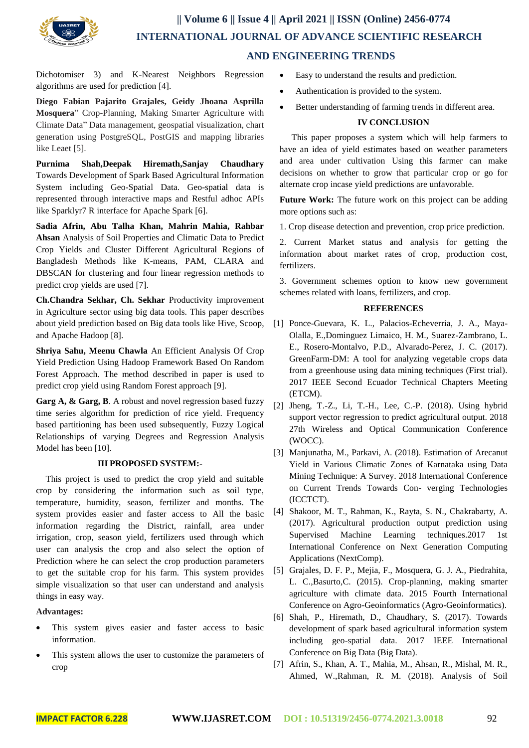Dichotomiser 3) and K-Nearest Neighbors Regression algorithms are used for prediction [4].

**Diego Fabian Pajarito Grajales, Geidy Jhoana Asprilla Mosquera**" Crop-Planning, Making Smarter Agriculture with Climate Data" Data management, geospatial visualization, chart generation using PostgreSQL, PostGIS and mapping libraries like Leaet [5].

**Purnima Shah,Deepak Hiremath,Sanjay Chaudhary** Towards Development of Spark Based Agricultural Information System including Geo-Spatial Data. Geo-spatial data is represented through interactive maps and Restful adhoc APIs like Sparklyr7 R interface for Apache Spark [6].

**Sadia Afrin, Abu Talha Khan, Mahrin Mahia, Rahbar Ahsan** Analysis of Soil Properties and Climatic Data to Predict Crop Yields and Cluster Different Agricultural Regions of Bangladesh Methods like K-means, PAM, CLARA and DBSCAN for clustering and four linear regression methods to predict crop yields are used [7].

**Ch.Chandra Sekhar, Ch. Sekhar** Productivity improvement in Agriculture sector using big data tools. This paper describes about yield prediction based on Big data tools like Hive, Scoop, and Apache Hadoop [8].

**Shriya Sahu, Meenu Chawla** An Efficient Analysis Of Crop Yield Prediction Using Hadoop Framework Based On Random Forest Approach. The method described in paper is used to predict crop yield using Random Forest approach [9].

**Garg A, & Garg, B**. A robust and novel regression based fuzzy time series algorithm for prediction of rice yield. Frequency based partitioning has been used subsequently, Fuzzy Logical Relationships of varying Degrees and Regression Analysis Model has been [10].

## III PROPOSED SYSTEM:-

This project is used to predict the crop yield and suitable crop by considering the information such as soil type, temperature, humidity, season, fertilizer and months. The system provides easier and faster access to All the basic information regarding the District, rainfall, area under irrigation, crop, season yield, fertilizers used through which user can analysis the crop and also select the option of Prediction where he can select the crop production parameters to get the suitable crop for his farm. This system provides simple visualization so that user can understand and analysis things in easy way.

**Advantages:**

- This system gives easier and faster access to basic information.
- This system allows the user to customize the parameters of crop
- Easy to understand the results and prediction.
- Authentication is provided to the system.
- Better understanding of farming trends in different area.

## IV CONCLUSION

This paper proposes a system which will help farmers to have an idea of yield estimates based on weather parameters and area under cultivation Using this farmer can make decisions on whether to grow that particular crop or go for alternate crop incase yield predictions are unfavorable.

**Future Work:** The future work on this project can be adding more options such as:

1. Crop disease detection and prevention, crop price prediction.

2. Current Market status and analysis for getting the information about market rates of crop, production cost, fertilizers.

3. Government schemes option to know new government schemes related with loans, fertilizers, and crop.

## REFERENCES

[1] Ponce-Guevara, K. L., Palacios-Echeverria, J. A., Maya-Olalla, E.,Dominguez Limaico, H. M., Suarez-Zambrano, L. E., Rosero-Montalvo, P.D., Alvarado-Perez, J. C. (2017). GreenFarm-DM: A tool for analyzing vegetable crops data from a greenhouse using data mining techniques (First trial). 2017 IEEE Second Ecuador Technical Chapters Meeting (ETCM).

[2] Jheng, T.-Z., Li, T.-H., Lee, C.-P. (2018). Using hybrid support vector regression to predict agricultural output. 2018 27th Wireless and Optical Communication Conference (WOCC).

[3] Manjunatha, M., Parkavi, A. (2018). Estimation of Arecanut Yield in Various Climatic Zones of Karnataka using Data Mining Technique: A Survey. 2018 International Conference on Current Trends Towards Con- verging Technologies (ICCTCT).

[4] Shakoor, M. T., Rahman, K., Rayta, S. N., Chakrabarty, A. (2017). Agricultural production output prediction using Supervised Machine Learning techniques.2017 1st International Conference on Next Generation Computing Applications (NextComp).

[5] Grajales, D. F. P., Mejia, F., Mosquera, G. J. A., Piedrahita, L. C.,Basurto,C. (2015). Crop-planning, making smarter agriculture with climate data. 2015 Fourth International Conference on Agro-Geoinformatics (Agro-Geoinformatics).

[6] Shah, P., Hiremath, D., Chaudhary, S. (2017). Towards development of spark based agricultural information system including geo-spatial data. 2017 IEEE International Conference on Big Data (Big Data).

[7] Afrin, S., Khan, A. T., Mahia, M., Ahsan, R., Mishal, M. R., Ahmed, W.,Rahman, R. M. (2018). Analysis of Soil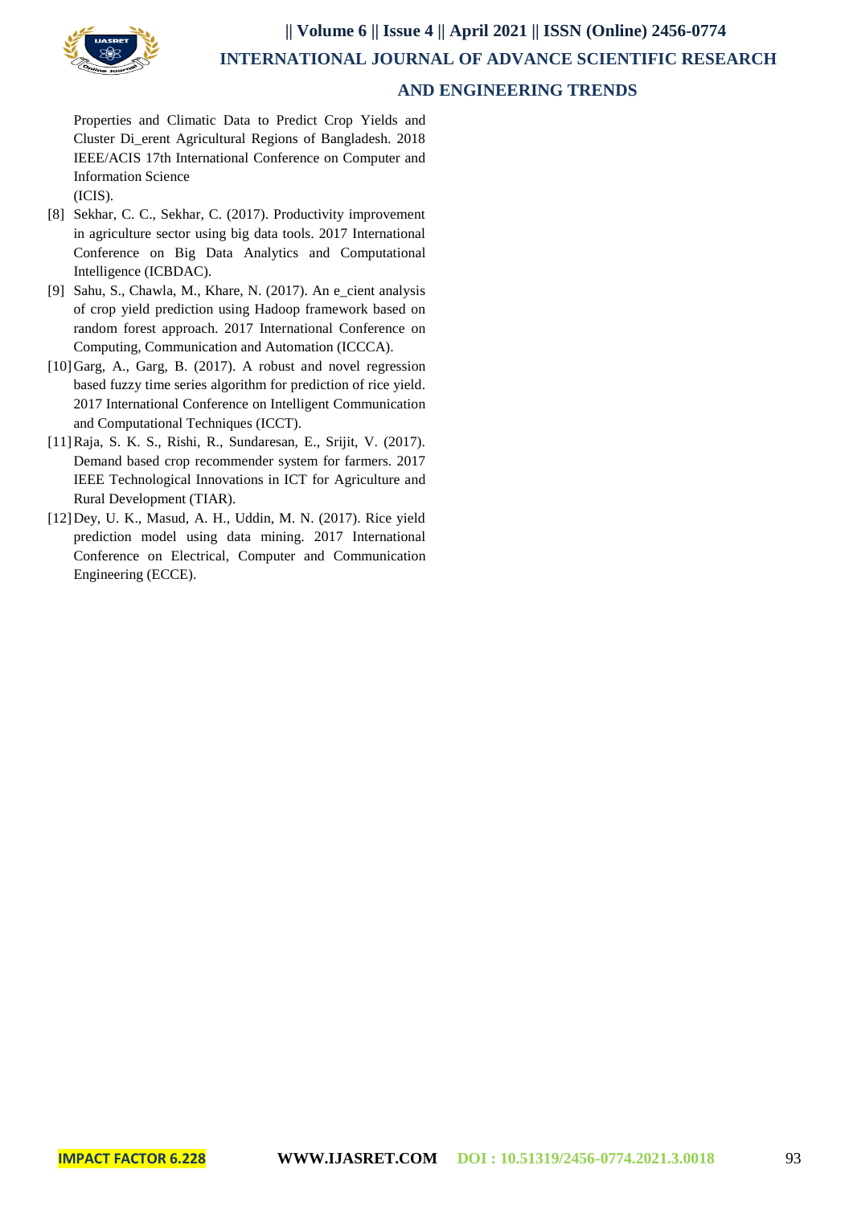Properties and Climatic Data to Predict Crop Yields and Cluster Di_erent Agricultural Regions of Bangladesh. 2018 IEEE/ACIS 17th International Conference on Computer and Information Science (ICIS).

[8] Sekhar, C. C., Sekhar, C. (2017). Productivity improvement in agriculture sector using big data tools. 2017 International Conference on Big Data Analytics and Computational Intelligence (ICBDAC).

[9] Sahu, S., Chawla, M., Khare, N. (2017). An e_cient analysis of crop yield prediction using Hadoop framework based on random forest approach. 2017 International Conference on Computing, Communication and Automation (ICCCA).

[10] Garg, A., Garg, B. (2017). A robust and novel regression based fuzzy time series algorithm for prediction of rice yield. 2017 International Conference on Intelligent Communication and Computational Techniques (ICCT).

[11] Raja, S. K. S., Rishi, R., Sundaresan, E., Srijit, V. (2017). Demand based crop recommender system for farmers. 2017 IEEE Technological Innovations in ICT for Agriculture and Rural Development (TIAR).

[12] Dey, U. K., Masud, A. H., Uddin, M. N. (2017). Rice yield prediction model using data mining. 2017 International Conference on Electrical, Computer and Communication Engineering (ECCE).